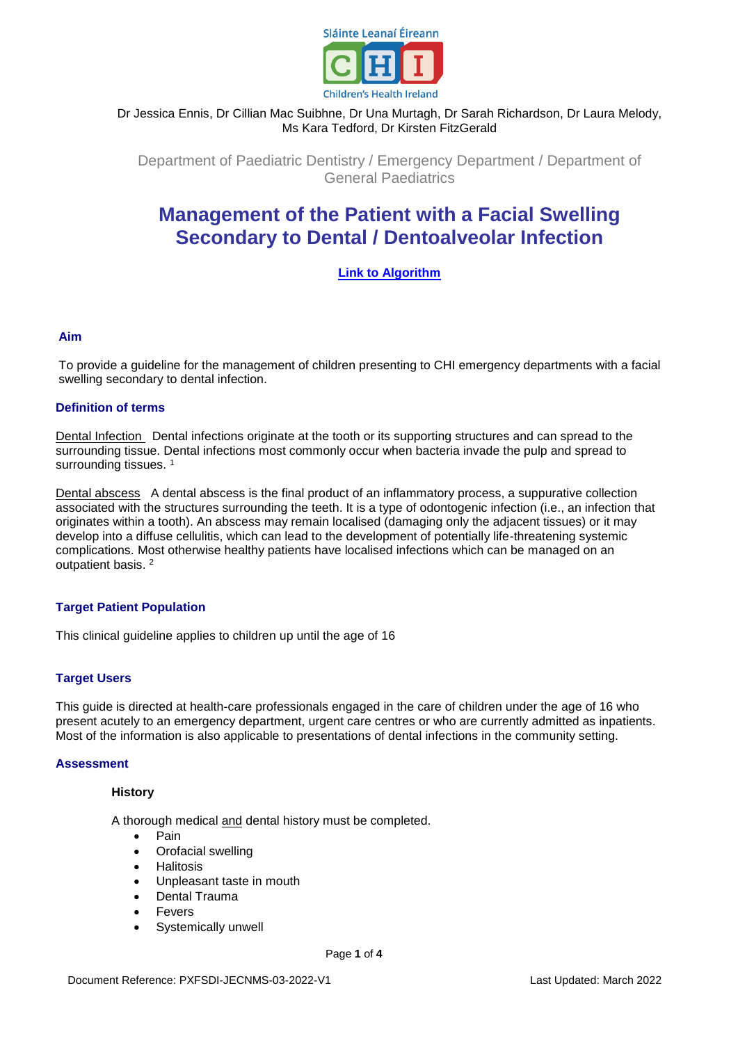Sláinte Leanaí Éireann

CHI

Children's Health Ireland

Dr Jessica Ennis, Dr Cillian Mac Suibhne, Dr Una Murtagh, Dr Sarah Richardson, Dr Laura Melody, Ms Kara Tedford, Dr Kirsten FitzGerald

Department of Paediatric Dentistry / Emergency Department / Department of General Paediatrics

# Management of the Patient with a Facial Swelling Secondary to Dental / Dentoalveolar Infection

**Link to Algorithm**

## Aim

To provide a guideline for the management of children presenting to CHI emergency departments with a facial swelling secondary to dental infection.

## Definition of terms

Dental Infection  Dental infections originate at the tooth or its supporting structures and can spread to the surrounding tissue. Dental infections most commonly occur when bacteria invade the pulp and spread to surrounding tissues. [1]

Dental abscess  A dental abscess is the final product of an inflammatory process, a suppurative collection associated with the structures surrounding the teeth. It is a type of odontogenic infection (i.e., an infection that originates within a tooth). An abscess may remain localised (damaging only the adjacent tissues) or it may develop into a diffuse cellulitis, which can lead to the development of potentially life-threatening systemic complications. Most otherwise healthy patients have localised infections which can be managed on an outpatient basis. [2]

## Target Patient Population

This clinical guideline applies to children up until the age of 16

## Target Users

This guide is directed at health-care professionals engaged in the care of children under the age of 16 who present acutely to an emergency department, urgent care centres or who are currently admitted as inpatients. Most of the information is also applicable to presentations of dental infections in the community setting.

## Assessment

### History

A thorough medical and dental history must be completed.

- Pain
- Orofacial swelling
- Halitosis
- Unpleasant taste in mouth
- Dental Trauma
- Fevers
- Systemically unwell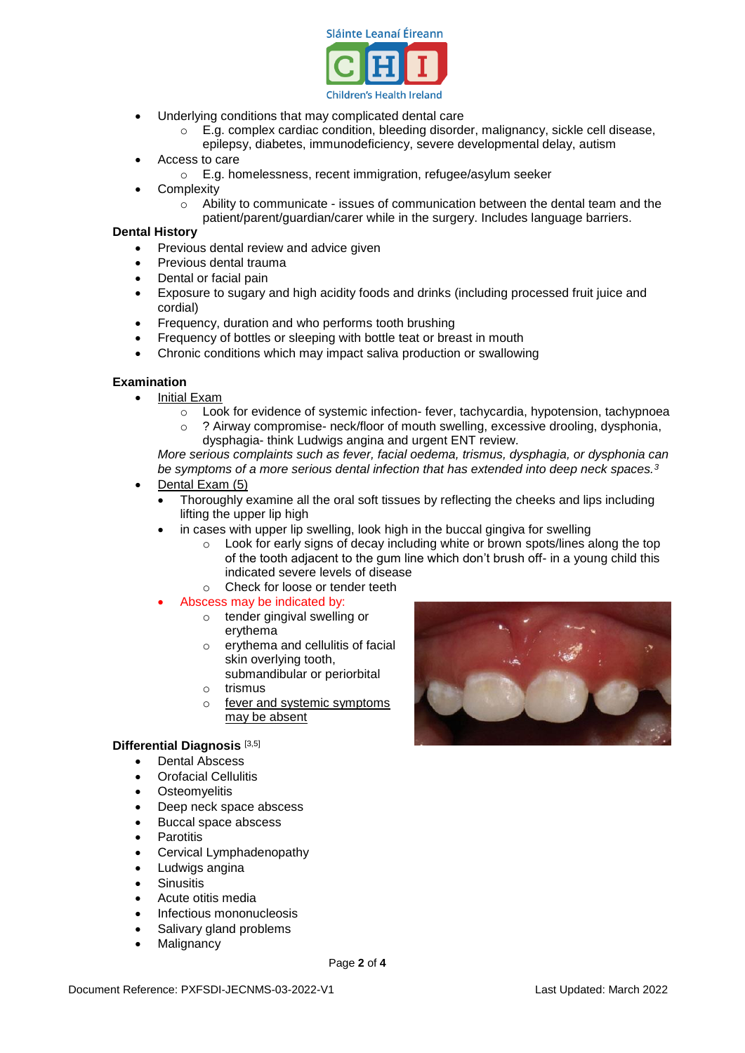- Underlying conditions that may complicated dental care
  - E.g. complex cardiac condition, bleeding disorder, malignancy, sickle cell disease, epilepsy, diabetes, immunodeficiency, severe developmental delay, autism
- Access to care
  - E.g. homelessness, recent immigration, refugee/asylum seeker
- Complexity
  - Ability to communicate - issues of communication between the dental team and the patient/parent/guardian/carer while in the surgery. Includes language barriers.

**Dental History**

- Previous dental review and advice given
- Previous dental trauma
- Dental or facial pain
- Exposure to sugary and high acidity foods and drinks (including processed fruit juice and cordial)
- Frequency, duration and who performs tooth brushing
- Frequency of bottles or sleeping with bottle teat or breast in mouth
- Chronic conditions which may impact saliva production or swallowing

**Examination**

- Initial Exam
  - Look for evidence of systemic infection- fever, tachycardia, hypotension, tachypnoea
  - ? Airway compromise- neck/floor of mouth swelling, excessive drooling, dysphonia, dysphagia- think Ludwigs angina and urgent ENT review.

  *More serious complaints such as fever, facial oedema, trismus, dysphagia, or dysphonia can be symptoms of a more serious dental infection that has extended into deep neck spaces.[3]*
- Dental Exam (5)
  - Thoroughly examine all the oral soft tissues by reflecting the cheeks and lips including lifting the upper lip high
  - in cases with upper lip swelling, look high in the buccal gingiva for swelling
    - Look for early signs of decay including white or brown spots/lines along the top of the tooth adjacent to the gum line which don't brush off- in a young child this indicated severe levels of disease
    - Check for loose or tender teeth
  - Abscess may be indicated by:
    - tender gingival swelling or erythema
    - erythema and cellulitis of facial skin overlying tooth, submandibular or periorbital
    - trismus
    - fever and systemic symptoms may be absent

**Differential Diagnosis** [3,5]

- Dental Abscess
- Orofacial Cellulitis
- Osteomyelitis
- Deep neck space abscess
- Buccal space abscess
- Parotitis
- Cervical Lymphadenopathy
- Ludwigs angina
- Sinusitis
- Acute otitis media
- Infectious mononucleosis
- Salivary gland problems
- Malignancy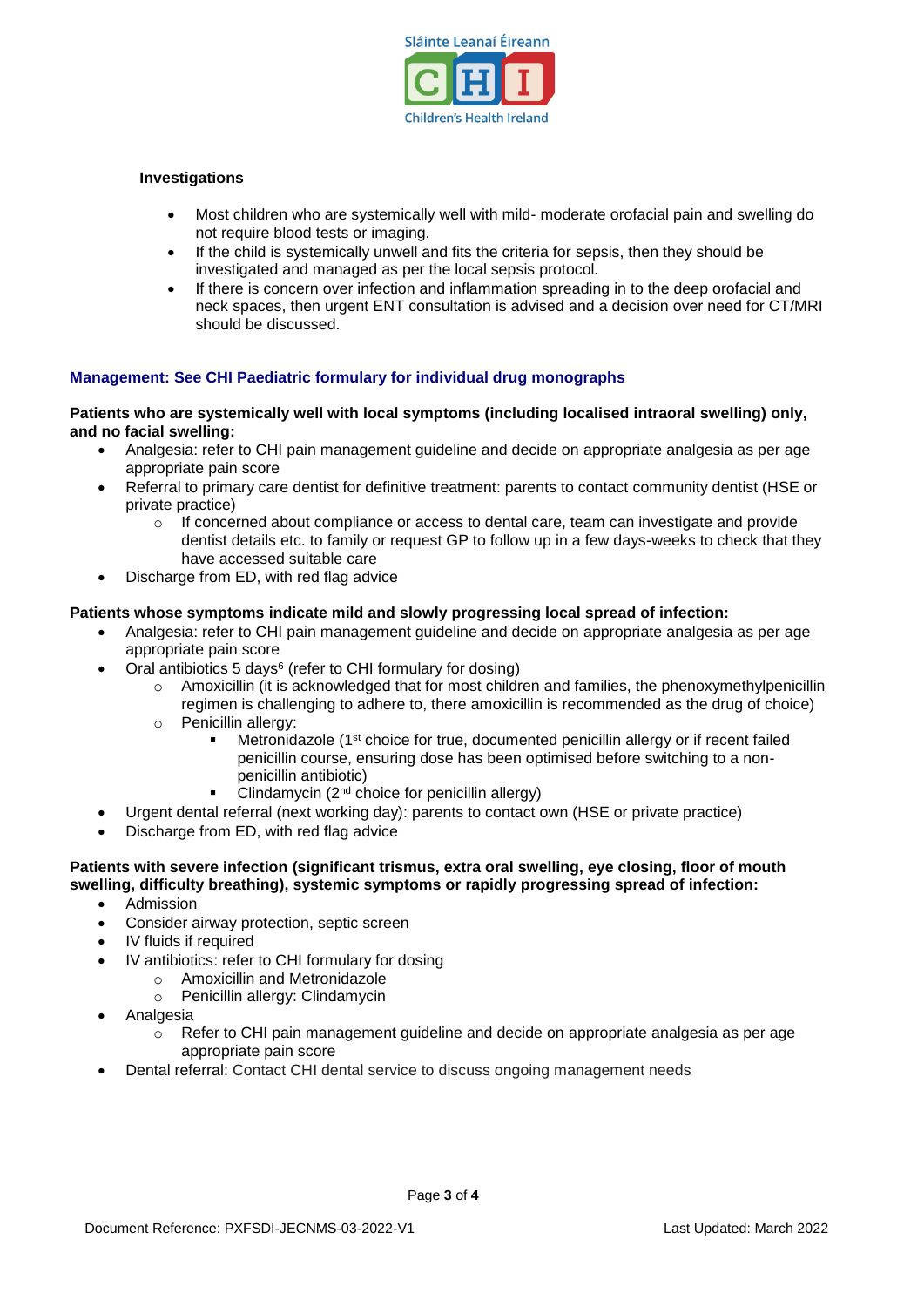### Investigations

- Most children who are systemically well with mild- moderate orofacial pain and swelling do not require blood tests or imaging.
- If the child is systemically unwell and fits the criteria for sepsis, then they should be investigated and managed as per the local sepsis protocol.
- If there is concern over infection and inflammation spreading in to the deep orofacial and neck spaces, then urgent ENT consultation is advised and a decision over need for CT/MRI should be discussed.

## Management: See CHI Paediatric formulary for individual drug monographs

**Patients who are systemically well with local symptoms (including localised intraoral swelling) only, and no facial swelling:**

- Analgesia: refer to CHI pain management guideline and decide on appropriate analgesia as per age appropriate pain score
- Referral to primary care dentist for definitive treatment: parents to contact community dentist (HSE or private practice)
  - If concerned about compliance or access to dental care, team can investigate and provide dentist details etc. to family or request GP to follow up in a few days-weeks to check that they have accessed suitable care
- Discharge from ED, with red flag advice

**Patients whose symptoms indicate mild and slowly progressing local spread of infection:**

- Analgesia: refer to CHI pain management guideline and decide on appropriate analgesia as per age appropriate pain score
- Oral antibiotics 5 days[6] (refer to CHI formulary for dosing)
  - Amoxicillin (it is acknowledged that for most children and families, the phenoxymethylpenicillin regimen is challenging to adhere to, there amoxicillin is recommended as the drug of choice)
  - Penicillin allergy:
    - Metronidazole (1st choice for true, documented penicillin allergy or if recent failed penicillin course, ensuring dose has been optimised before switching to a non-penicillin antibiotic)
    - Clindamycin (2nd choice for penicillin allergy)
- Urgent dental referral (next working day): parents to contact own (HSE or private practice)
- Discharge from ED, with red flag advice

**Patients with severe infection (significant trismus, extra oral swelling, eye closing, floor of mouth swelling, difficulty breathing), systemic symptoms or rapidly progressing spread of infection:**

- Admission
- Consider airway protection, septic screen
- IV fluids if required
- IV antibiotics: refer to CHI formulary for dosing
  - Amoxicillin and Metronidazole
  - Penicillin allergy: Clindamycin
- Analgesia
  - Refer to CHI pain management guideline and decide on appropriate analgesia as per age appropriate pain score
- Dental referral: Contact CHI dental service to discuss ongoing management needs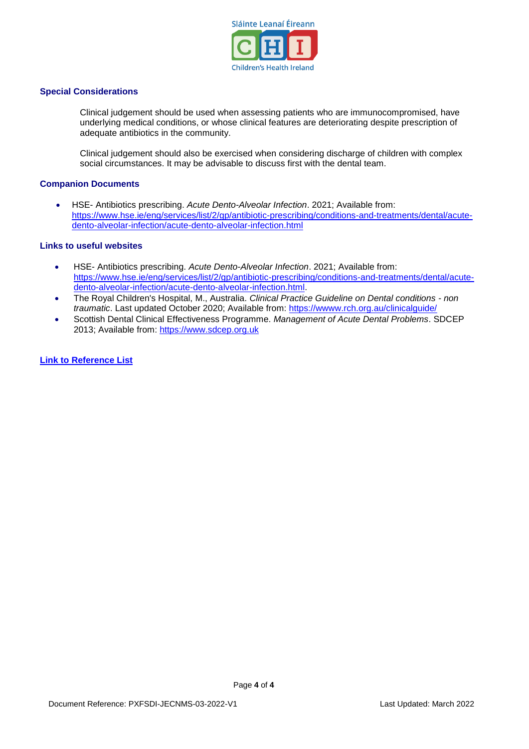### Special Considerations

Clinical judgement should be used when assessing patients who are immunocompromised, have underlying medical conditions, or whose clinical features are deteriorating despite prescription of adequate antibiotics in the community.

Clinical judgement should also be exercised when considering discharge of children with complex social circumstances. It may be advisable to discuss first with the dental team.

### Companion Documents

- HSE- Antibiotics prescribing. *Acute Dento-Alveolar Infection*. 2021; Available from: https://www.hse.ie/eng/services/list/2/gp/antibiotic-prescribing/conditions-and-treatments/dental/acute-dento-alveolar-infection/acute-dento-alveolar-infection.html

### Links to useful websites

- HSE- Antibiotics prescribing. *Acute Dento-Alveolar Infection*. 2021; Available from: https://www.hse.ie/eng/services/list/2/gp/antibiotic-prescribing/conditions-and-treatments/dental/acute-dento-alveolar-infection/acute-dento-alveolar-infection.html.
- The Royal Children's Hospital, M., Australia. *Clinical Practice Guideline on Dental conditions - non traumatic*. Last updated October 2020; Available from: https://wwww.rch.org.au/clinicalguide/
- Scottish Dental Clinical Effectiveness Programme. *Management of Acute Dental Problems*. SDCEP 2013; Available from: https://www.sdcep.org.uk

**Link to Reference List**